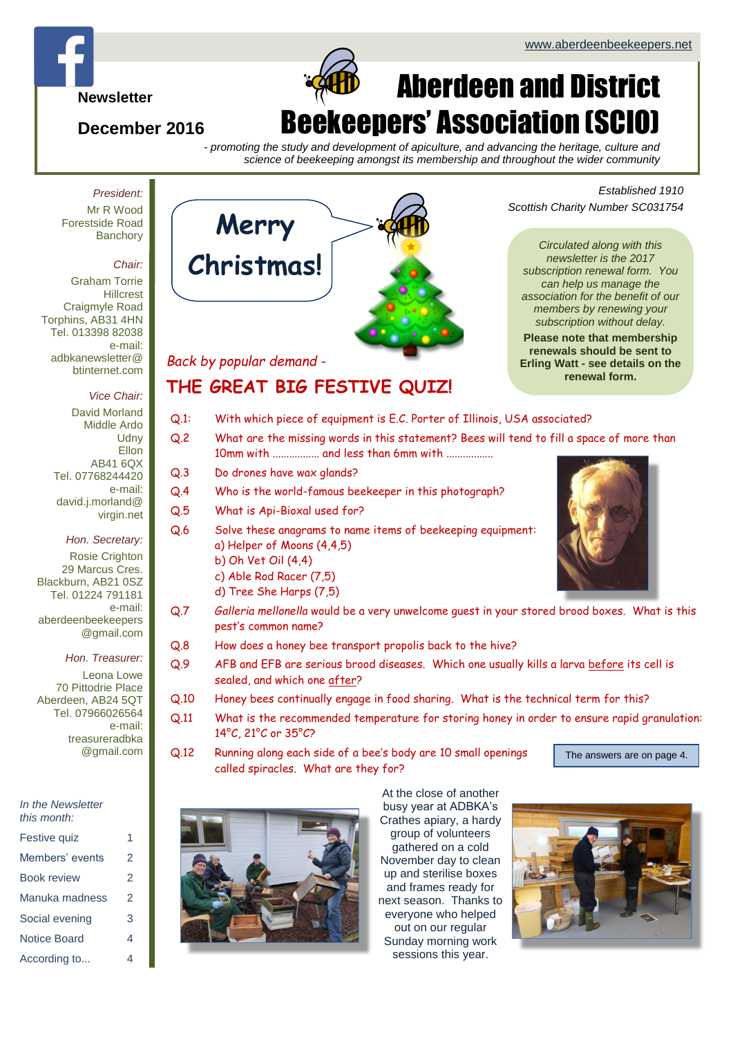www.aberdeenbeekeepers.net

**Newsletter**

**December 2016**

# Aberdeen and District Beekeepers' Association (SCIO)

*- promoting the study and development of apiculture, and advancing the heritage, culture and science of beekeeping amongst its membership and throughout the wider community*

*Established 1910*
*Scottish Charity Number SC031754*

*President:*
Mr R Wood
Forestside Road
Banchory

*Chair:*
Graham Torrie
Hillcrest
Craigmyle Road
Torphins, AB31 4HN
Tel. 013398 82038
e-mail:
adbkanewsletter@btinternet.com

*Vice Chair:*
David Morland
Middle Ardo
Udny
Ellon
AB41 6QX
Tel. 07768244420
e-mail:
david.j.morland@virgin.net

*Hon. Secretary:*
Rosie Crighton
29 Marcus Cres.
Blackburn, AB21 0SZ
Tel. 01224 791181
e-mail:
aberdeenbeekeepers@gmail.com

*Hon. Treasurer:*
Leona Lowe
70 Pittodrie Place
Aberdeen, AB24 5QT
Tel. 07966026564
e-mail:
treasureradbka@gmail.com

*In the Newsletter this month:*

| | |
|---|---|
| Festive quiz | 1 |
| Members' events | 2 |
| Book review | 2 |
| Manuka madness | 2 |
| Social evening | 3 |
| Notice Board | 4 |
| According to... | 4 |

**Merry Christmas!**

*Circulated along with this newsletter is the 2017 subscription renewal form. You can help us manage the association for the benefit of our members by renewing your subscription without delay.*

**Please note that membership renewals should be sent to Erling Watt - see details on the renewal form.**

*Back by popular demand -*

## THE GREAT BIG FESTIVE QUIZ!

Q.1: With which piece of equipment is E.C. Porter of Illinois, USA associated?

Q.2 What are the missing words in this statement? Bees will tend to fill a space of more than 10mm with ................ and less than 6mm with ................

Q.3 Do drones have wax glands?

Q.4 Who is the world-famous beekeeper in this photograph?

Q.5 What is Api-Bioxal used for?

Q.6 Solve these anagrams to name items of beekeeping equipment:
a) Helper of Moons (4,4,5)
b) Oh Vet Oil (4,4)
c) Able Rod Racer (7,5)
d) Tree She Harps (7,5)

Q.7 *Galleria mellonella* would be a very unwelcome guest in your stored brood boxes. What is this pest's common name?

Q.8 How does a honey bee transport propolis back to the hive?

Q.9 AFB and EFB are serious brood diseases. Which one usually kills a larva <u>before</u> its cell is sealed, and which one <u>after</u>?

Q.10 Honey bees continually engage in food sharing. What is the technical term for this?

Q.11 What is the recommended temperature for storing honey in order to ensure rapid granulation: 14°C, 21°C or 35°C?

Q.12 Running along each side of a bee's body are 10 small openings called spiracles. What are they for?

The answers are on page 4.

At the close of another busy year at ADBKA's Crathes apiary, a hardy group of volunteers gathered on a cold November day to clean up and sterilise boxes and frames ready for next season. Thanks to everyone who helped out on our regular Sunday morning work sessions this year.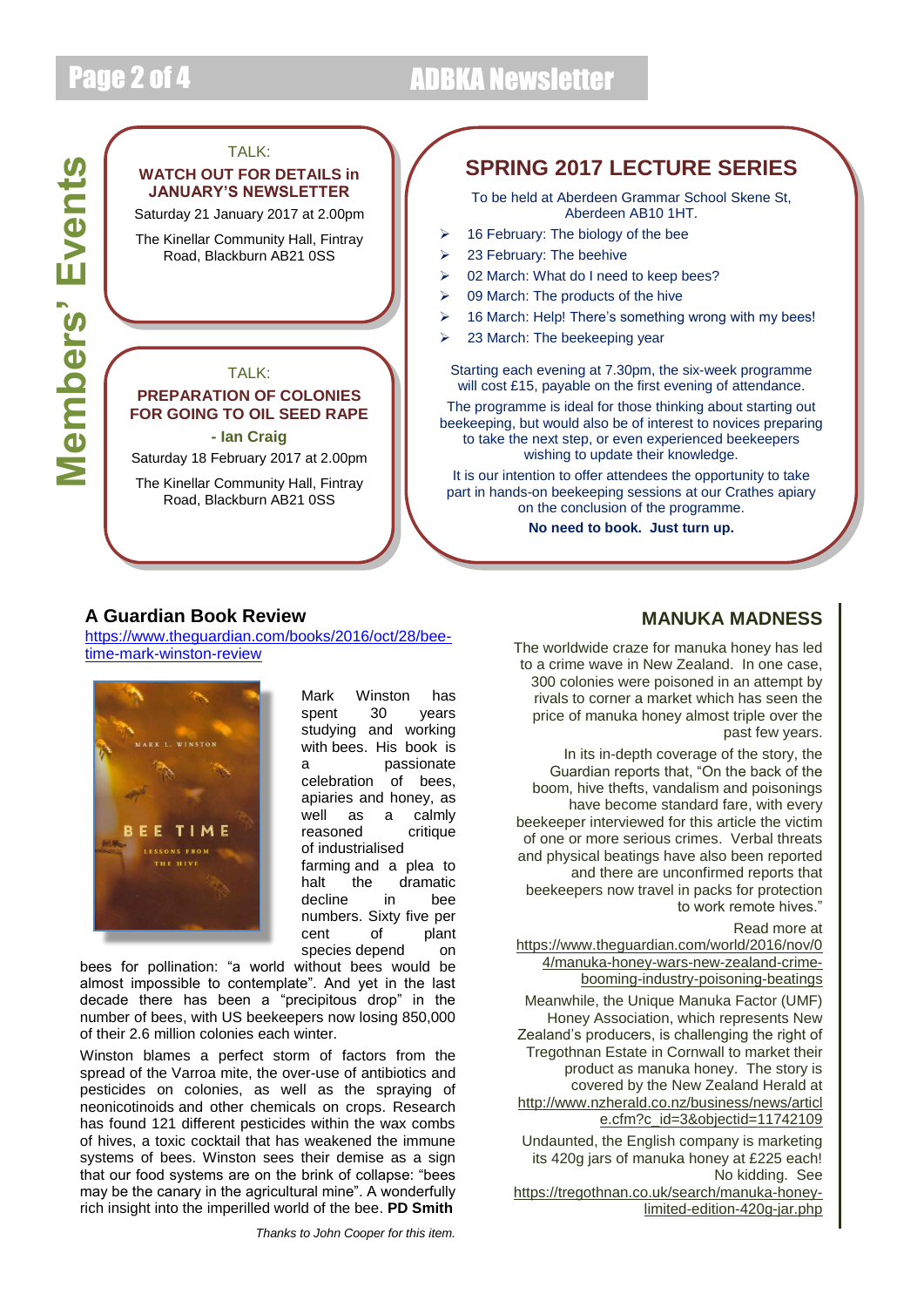# Members' Events

TALK:

**WATCH OUT FOR DETAILS in JANUARY'S NEWSLETTER**

Saturday 21 January 2017 at 2.00pm

The Kinellar Community Hall, Fintray Road, Blackburn AB21 0SS

TALK:

**PREPARATION OF COLONIES FOR GOING TO OIL SEED RAPE - Ian Craig**

Saturday 18 February 2017 at 2.00pm

The Kinellar Community Hall, Fintray Road, Blackburn AB21 0SS

## SPRING 2017 LECTURE SERIES

To be held at Aberdeen Grammar School Skene St, Aberdeen AB10 1HT.

- 16 February: The biology of the bee
- 23 February: The beehive
- 02 March: What do I need to keep bees?
- 09 March: The products of the hive
- 16 March: Help! There's something wrong with my bees!
- 23 March: The beekeeping year

Starting each evening at 7.30pm, the six-week programme will cost £15, payable on the first evening of attendance.

The programme is ideal for those thinking about starting out beekeeping, but would also be of interest to novices preparing to take the next step, or even experienced beekeepers wishing to update their knowledge.

It is our intention to offer attendees the opportunity to take part in hands-on beekeeping sessions at our Crathes apiary on the conclusion of the programme.

**No need to book. Just turn up.**

## A Guardian Book Review

https://www.theguardian.com/books/2016/oct/28/bee-time-mark-winston-review

Mark Winston has spent 30 years studying and working with bees. His book is a passionate celebration of bees, apiaries and honey, as well as a calmly reasoned critique of industrialised farming and a plea to halt the dramatic decline in bee numbers. Sixty five per cent of plant species depend on bees for pollination: "a world without bees would be almost impossible to contemplate". And yet in the last decade there has been a "precipitous drop" in the number of bees, with US beekeepers now losing 850,000 of their 2.6 million colonies each winter.

Winston blames a perfect storm of factors from the spread of the Varroa mite, the over-use of antibiotics and pesticides on colonies, as well as the spraying of neonicotinoids and other chemicals on crops. Research has found 121 different pesticides within the wax combs of hives, a toxic cocktail that has weakened the immune systems of bees. Winston sees their demise as a sign that our food systems are on the brink of collapse: "bees may be the canary in the agricultural mine". A wonderfully rich insight into the imperilled world of the bee. **PD Smith**

*Thanks to John Cooper for this item.*

## MANUKA MADNESS

The worldwide craze for manuka honey has led to a crime wave in New Zealand. In one case, 300 colonies were poisoned in an attempt by rivals to corner a market which has seen the price of manuka honey almost triple over the past few years.

In its in-depth coverage of the story, the Guardian reports that, "On the back of the boom, hive thefts, vandalism and poisonings have become standard fare, with every beekeeper interviewed for this article the victim of one or more serious crimes. Verbal threats and physical beatings have also been reported and there are unconfirmed reports that beekeepers now travel in packs for protection to work remote hives."

Read more at https://www.theguardian.com/world/2016/nov/04/manuka-honey-wars-new-zealand-crime-booming-industry-poisoning-beatings

Meanwhile, the Unique Manuka Factor (UMF) Honey Association, which represents New Zealand's producers, is challenging the right of Tregothnan Estate in Cornwall to market their product as manuka honey. The story is covered by the New Zealand Herald at http://www.nzherald.co.nz/business/news/article.cfm?c_id=3&objectid=11742109

Undaunted, the English company is marketing its 420g jars of manuka honey at £225 each! No kidding. See https://tregothnan.co.uk/search/manuka-honey-limited-edition-420g-jar.php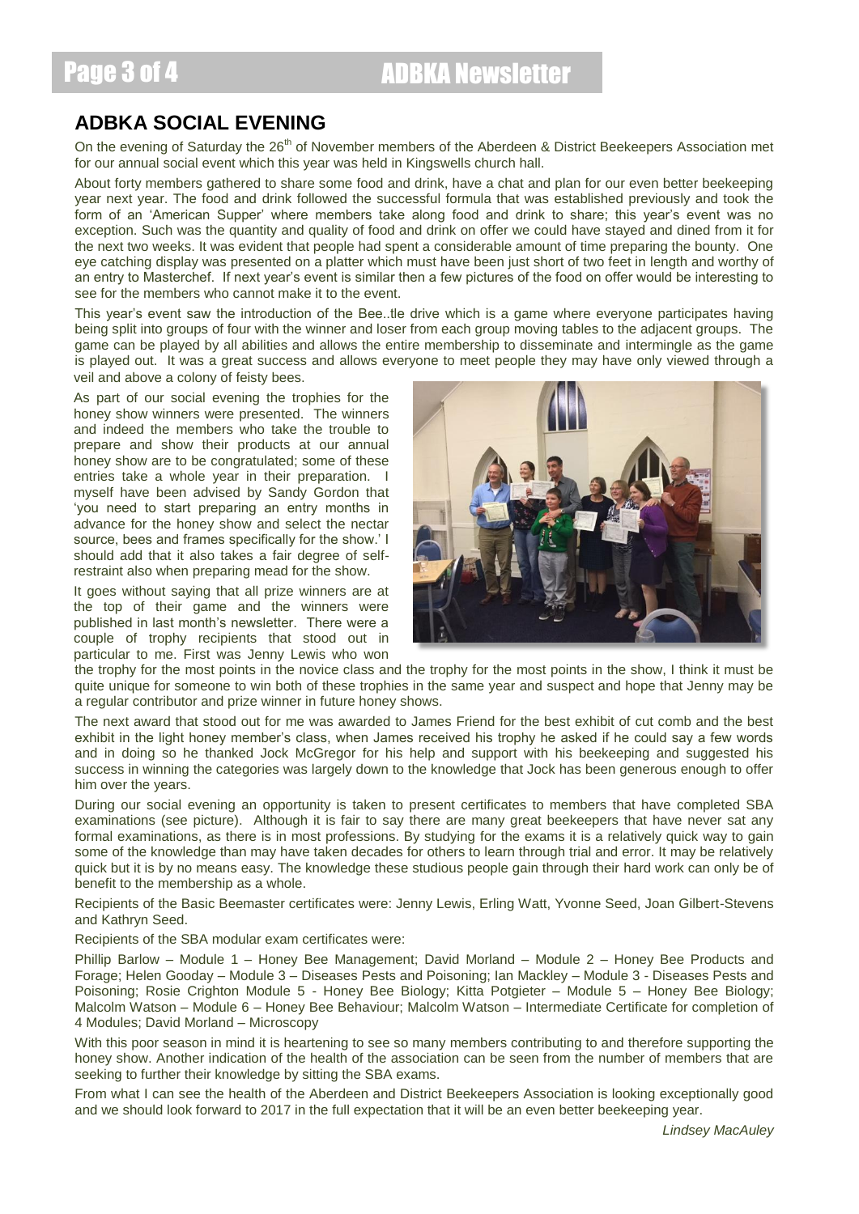## ADBKA SOCIAL EVENING

On the evening of Saturday the 26th of November members of the Aberdeen & District Beekeepers Association met for our annual social event which this year was held in Kingswells church hall.

About forty members gathered to share some food and drink, have a chat and plan for our even better beekeeping year next year. The food and drink followed the successful formula that was established previously and took the form of an 'American Supper' where members take along food and drink to share; this year's event was no exception. Such was the quantity and quality of food and drink on offer we could have stayed and dined from it for the next two weeks. It was evident that people had spent a considerable amount of time preparing the bounty. One eye catching display was presented on a platter which must have been just short of two feet in length and worthy of an entry to Masterchef. If next year's event is similar then a few pictures of the food on offer would be interesting to see for the members who cannot make it to the event.

This year's event saw the introduction of the Bee..tle drive which is a game where everyone participates having being split into groups of four with the winner and loser from each group moving tables to the adjacent groups. The game can be played by all abilities and allows the entire membership to disseminate and intermingle as the game is played out. It was a great success and allows everyone to meet people they may have only viewed through a veil and above a colony of feisty bees.

As part of our social evening the trophies for the honey show winners were presented. The winners and indeed the members who take the trouble to prepare and show their products at our annual honey show are to be congratulated; some of these entries take a whole year in their preparation. I myself have been advised by Sandy Gordon that 'you need to start preparing an entry months in advance for the honey show and select the nectar source, bees and frames specifically for the show.' I should add that it also takes a fair degree of self-restraint also when preparing mead for the show.

It goes without saying that all prize winners are at the top of their game and the winners were published in last month's newsletter. There were a couple of trophy recipients that stood out in particular to me. First was Jenny Lewis who won the trophy for the most points in the novice class and the trophy for the most points in the show, I think it must be quite unique for someone to win both of these trophies in the same year and suspect and hope that Jenny may be a regular contributor and prize winner in future honey shows.

The next award that stood out for me was awarded to James Friend for the best exhibit of cut comb and the best exhibit in the light honey member's class, when James received his trophy he asked if he could say a few words and in doing so he thanked Jock McGregor for his help and support with his beekeeping and suggested his success in winning the categories was largely down to the knowledge that Jock has been generous enough to offer him over the years.

During our social evening an opportunity is taken to present certificates to members that have completed SBA examinations (see picture). Although it is fair to say there are many great beekeepers that have never sat any formal examinations, as there is in most professions. By studying for the exams it is a relatively quick way to gain some of the knowledge than may have taken decades for others to learn through trial and error. It may be relatively quick but it is by no means easy. The knowledge these studious people gain through their hard work can only be of benefit to the membership as a whole.

Recipients of the Basic Beemaster certificates were: Jenny Lewis, Erling Watt, Yvonne Seed, Joan Gilbert-Stevens and Kathryn Seed.

Recipients of the SBA modular exam certificates were:

Phillip Barlow – Module 1 – Honey Bee Management; David Morland – Module 2 – Honey Bee Products and Forage; Helen Gooday – Module 3 – Diseases Pests and Poisoning; Ian Mackley – Module 3 - Diseases Pests and Poisoning; Rosie Crighton Module 5 - Honey Bee Biology; Kitta Potgieter – Module 5 – Honey Bee Biology; Malcolm Watson – Module 6 – Honey Bee Behaviour; Malcolm Watson – Intermediate Certificate for completion of 4 Modules; David Morland – Microscopy

With this poor season in mind it is heartening to see so many members contributing to and therefore supporting the honey show. Another indication of the health of the association can be seen from the number of members that are seeking to further their knowledge by sitting the SBA exams.

From what I can see the health of the Aberdeen and District Beekeepers Association is looking exceptionally good and we should look forward to 2017 in the full expectation that it will be an even better beekeeping year.

*Lindsey MacAuley*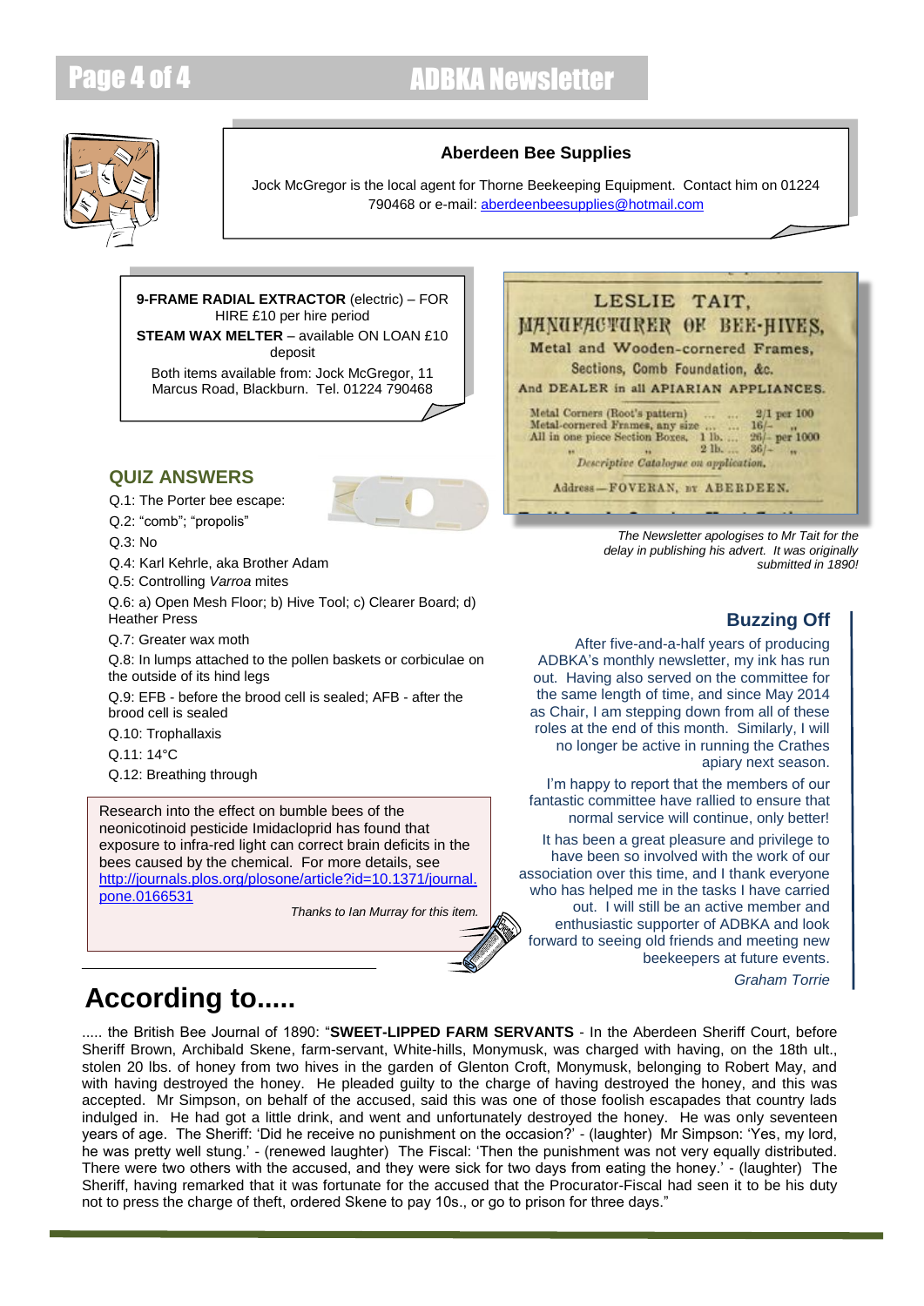## Aberdeen Bee Supplies

Jock McGregor is the local agent for Thorne Beekeeping Equipment. Contact him on 01224 790468 or e-mail: aberdeenbeesupplies@hotmail.com

**9-FRAME RADIAL EXTRACTOR** (electric) – FOR HIRE £10 per hire period

**STEAM WAX MELTER** – available ON LOAN £10 deposit

Both items available from: Jock McGregor, 11 Marcus Road, Blackburn. Tel. 01224 790468

LESLIE TAIT,
MANUFACTURER OF BEE-HIVES,
Metal and Wooden-cornered Frames,
Sections, Comb Foundation, &c.
And DEALER in all APIARIAN APPLIANCES.

Metal Corners (Root's pattern) ... ... 2/1 per 100
Metal-cornered Frames, any size ... ... 16/- "
All in one piece Section Boxes, 1 lb. ... 26/- per 1000
" " 2 lb. ... 36/- "

*Descriptive Catalogue on application.*

Address—FOVERAN, BY ABERDEEN.

*The Newsletter apologises to Mr Tait for the delay in publishing his advert. It was originally submitted in 1890!*

## QUIZ ANSWERS

Q.1: The Porter bee escape:

Q.2: "comb"; "propolis"

Q.3: No

Q.4: Karl Kehrle, aka Brother Adam

Q.5: Controlling *Varroa* mites

Q.6: a) Open Mesh Floor; b) Hive Tool; c) Clearer Board; d) Heather Press

Q.7: Greater wax moth

Q.8: In lumps attached to the pollen baskets or corbiculae on the outside of its hind legs

Q.9: EFB - before the brood cell is sealed; AFB - after the brood cell is sealed

Q.10: Trophallaxis

Q.11: 14°C

Q.12: Breathing through

## Buzzing Off

After five-and-a-half years of producing ADBKA's monthly newsletter, my ink has run out. Having also served on the committee for the same length of time, and since May 2014 as Chair, I am stepping down from all of these roles at the end of this month. Similarly, I will no longer be active in running the Crathes apiary next season.

I'm happy to report that the members of our fantastic committee have rallied to ensure that normal service will continue, only better!

It has been a great pleasure and privilege to have been so involved with the work of our association over this time, and I thank everyone who has helped me in the tasks I have carried out. I will still be an active member and enthusiastic supporter of ADBKA and look forward to seeing old friends and meeting new beekeepers at future events.

*Graham Torrie*

Research into the effect on bumble bees of the neonicotinoid pesticide Imidacloprid has found that exposure to infra-red light can correct brain deficits in the bees caused by the chemical. For more details, see http://journals.plos.org/plosone/article?id=10.1371/journal.pone.0166531

*Thanks to Ian Murray for this item.*

# According to.....

..... the British Bee Journal of 1890: "**SWEET-LIPPED FARM SERVANTS** - In the Aberdeen Sheriff Court, before Sheriff Brown, Archibald Skene, farm-servant, White-hills, Monymusk, was charged with having, on the 18th ult., stolen 20 lbs. of honey from two hives in the garden of Glenton Croft, Monymusk, belonging to Robert May, and with having destroyed the honey. He pleaded guilty to the charge of having destroyed the honey, and this was accepted. Mr Simpson, on behalf of the accused, said this was one of those foolish escapades that country lads indulged in. He had got a little drink, and went and unfortunately destroyed the honey. He was only seventeen years of age. The Sheriff: 'Did he receive no punishment on the occasion?' - (laughter) Mr Simpson: 'Yes, my lord, he was pretty well stung.' - (renewed laughter) The Fiscal: 'Then the punishment was not very equally distributed. There were two others with the accused, and they were sick for two days from eating the honey.' - (laughter) The Sheriff, having remarked that it was fortunate for the accused that the Procurator-Fiscal had seen it to be his duty not to press the charge of theft, ordered Skene to pay 10s., or go to prison for three days."